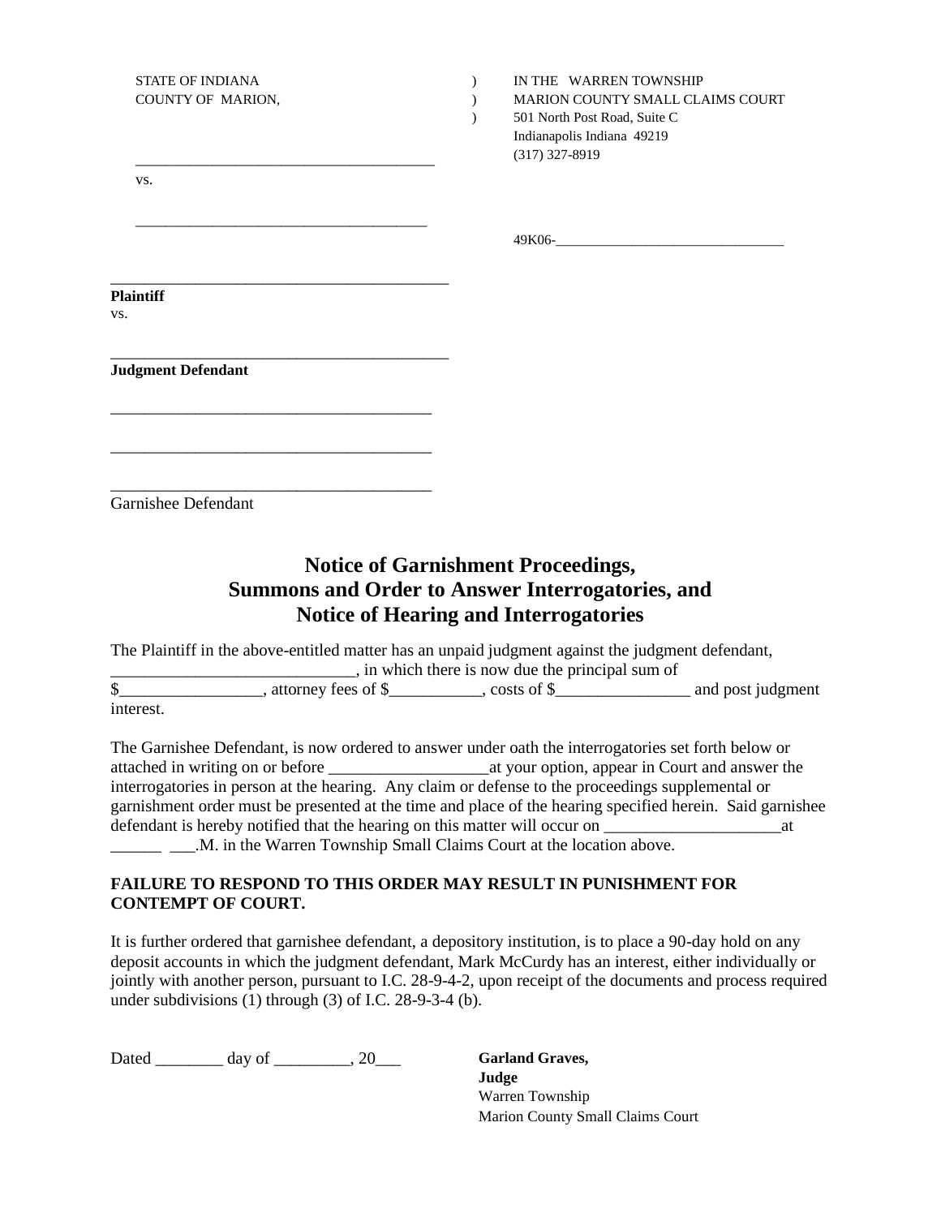STATE OF INDIANA )
COUNTY OF MARION, )
)

IN THE WARREN TOWNSHIP
MARION COUNTY SMALL CLAIMS COURT
501 North Post Road, Suite C
Indianapolis Indiana 49219
(317) 327-8919

_______________________________________

vs.

_______________________________________

49K06-________________________________

___________________________________________
**Plaintiff**
vs.

___________________________________________
**Judgment Defendant**

_________________________________________

_________________________________________

_________________________________________
Garnishee Defendant

## Notice of Garnishment Proceedings, Summons and Order to Answer Interrogatories, and Notice of Hearing and Interrogatories

The Plaintiff in the above-entitled matter has an unpaid judgment against the judgment defendant, _____________________________, in which there is now due the principal sum of $_________________, attorney fees of $___________, costs of $________________ and post judgment interest.

The Garnishee Defendant, is now ordered to answer under oath the interrogatories set forth below or attached in writing on or before ___________________at your option, appear in Court and answer the interrogatories in person at the hearing. Any claim or defense to the proceedings supplemental or garnishment order must be presented at the time and place of the hearing specified herein. Said garnishee defendant is hereby notified that the hearing on this matter will occur on _____________________at ______ ___.M. in the Warren Township Small Claims Court at the location above.

**FAILURE TO RESPOND TO THIS ORDER MAY RESULT IN PUNISHMENT FOR CONTEMPT OF COURT.**

It is further ordered that garnishee defendant, a depository institution, is to place a 90-day hold on any deposit accounts in which the judgment defendant, Mark McCurdy has an interest, either individually or jointly with another person, pursuant to I.C. 28-9-4-2, upon receipt of the documents and process required under subdivisions (1) through (3) of I.C. 28-9-3-4 (b).

Dated ________ day of _________, 20___

**Garland Graves,**
**Judge**
Warren Township
Marion County Small Claims Court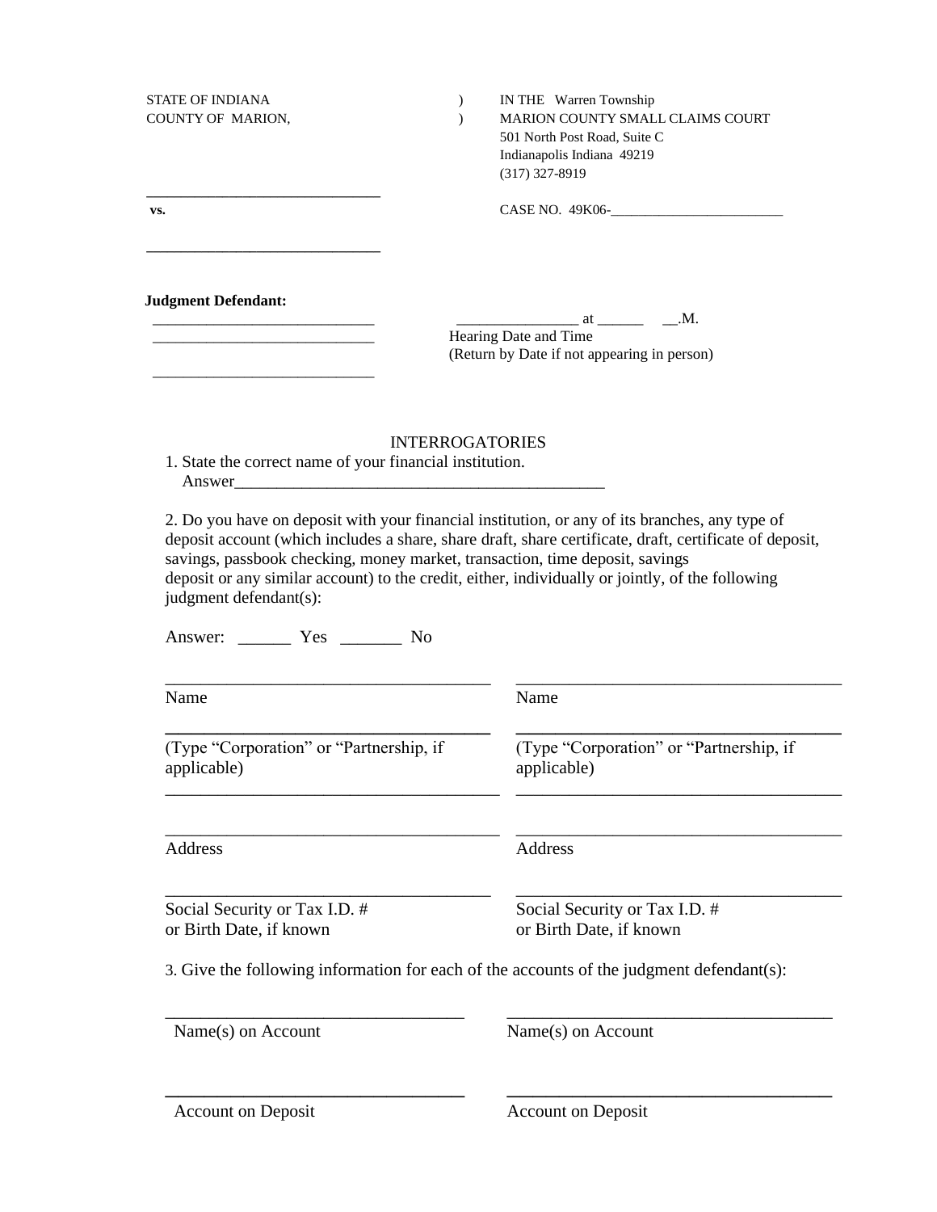| | | |
|---|---|---|
| STATE OF INDIANA | ) | IN THE Warren Township |
| COUNTY OF MARION, | ) | MARION COUNTY SMALL CLAIMS COURT |
| | | 501 North Post Road, Suite C |
| | | Indianapolis Indiana 49219 |
| | | (317) 327-8919 |

_____________________________

**vs.** CASE NO. 49K06-_________________________

_____________________________

**Judgment Defendant:**

_____________________________

_____________________________

_____________________________

________________ at ______ __.M.
Hearing Date and Time
(Return by Date if not appearing in person)

INTERROGATORIES

1. State the correct name of your financial institution.
   Answer_____________________________________________

2. Do you have on deposit with your financial institution, or any of its branches, any type of deposit account (which includes a share, share draft, share certificate, draft, certificate of deposit, savings, passbook checking, money market, transaction, time deposit, savings deposit or any similar account) to the credit, either, individually or jointly, of the following judgment defendant(s):

Answer: ______ Yes _______ No

| | |
|---|---|
| _______________________________________ | _______________________________________ |
| Name | Name |
| _______________________________________ | _______________________________________ |
| (Type "Corporation" or "Partnership, if applicable) | (Type "Corporation" or "Partnership, if applicable) |
| _______________________________________ | _______________________________________ |
| _______________________________________ | _______________________________________ |
| Address | Address |
| _______________________________________ | _______________________________________ |
| Social Security or Tax I.D. # or Birth Date, if known | Social Security or Tax I.D. # or Birth Date, if known |

3. Give the following information for each of the accounts of the judgment defendant(s):

| | |
|---|---|
| ___________________________________ | _______________________________________ |
| Name(s) on Account | Name(s) on Account |
| ___________________________________ | _______________________________________ |
| Account on Deposit | Account on Deposit |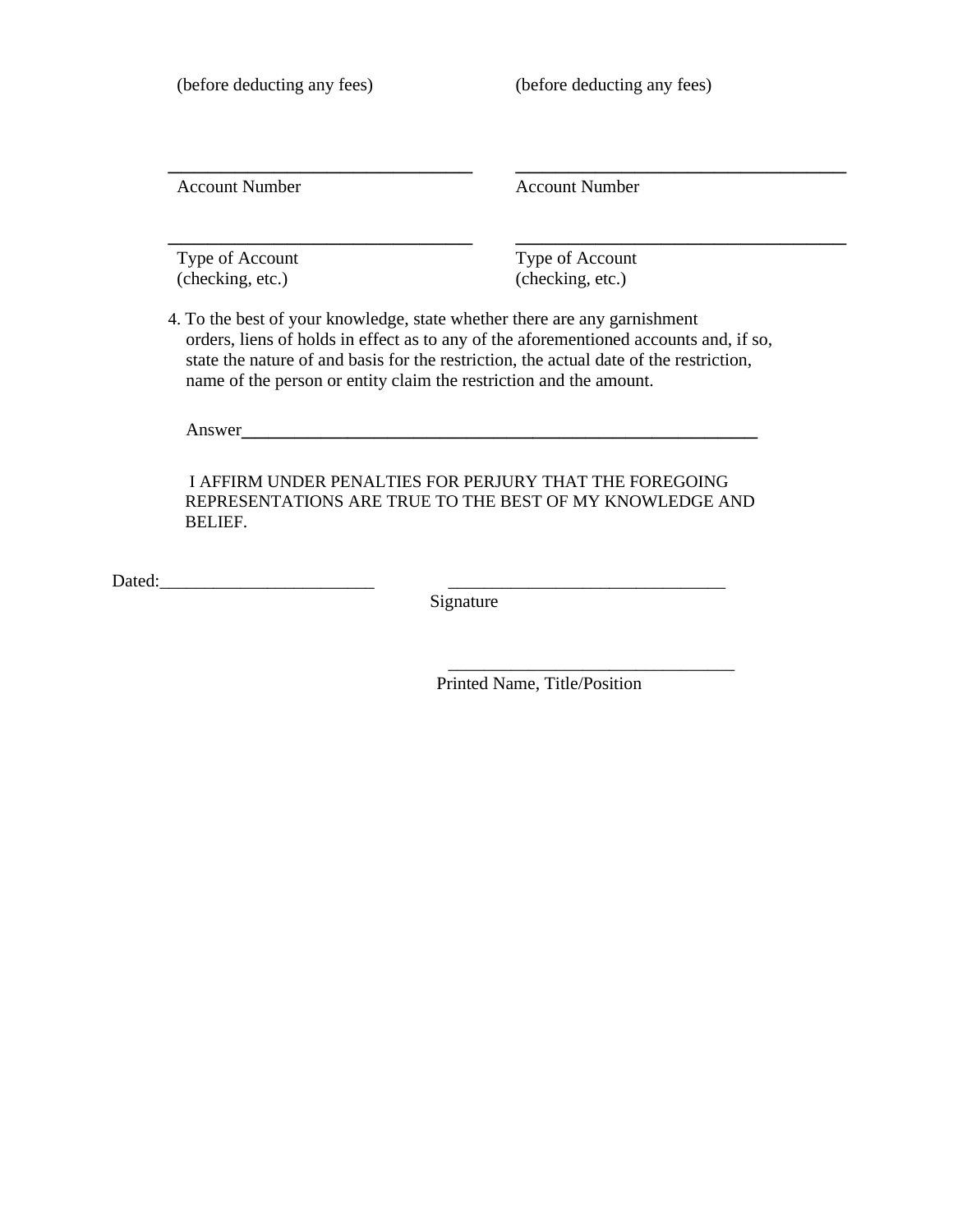(before deducting any fees) (before deducting any fees)

\_\_\_\_\_\_\_\_\_\_\_\_\_\_\_\_\_\_\_\_\_\_\_\_\_\_\_\_\_\_\_\_ \_\_\_\_\_\_\_\_\_\_\_\_\_\_\_\_\_\_\_\_\_\_\_\_\_\_\_\_\_\_\_\_\_\_\_

Account Number Account Number

\_\_\_\_\_\_\_\_\_\_\_\_\_\_\_\_\_\_\_\_\_\_\_\_\_\_\_\_\_\_\_\_ \_\_\_\_\_\_\_\_\_\_\_\_\_\_\_\_\_\_\_\_\_\_\_\_\_\_\_\_\_\_\_\_\_\_\_

Type of Account
(checking, etc.)

Type of Account
(checking, etc.)

4. To the best of your knowledge, state whether there are any garnishment orders, liens of holds in effect as to any of the aforementioned accounts and, if so, state the nature of and basis for the restriction, the actual date of the restriction, name of the person or entity claim the restriction and the amount.

Answer\_\_\_\_\_\_\_\_\_\_\_\_\_\_\_\_\_\_\_\_\_\_\_\_\_\_\_\_\_\_\_\_\_\_\_\_\_\_\_\_\_\_\_\_\_\_\_\_\_\_\_\_\_\_\_\_\_\_\_\_

I AFFIRM UNDER PENALTIES FOR PERJURY THAT THE FOREGOING REPRESENTATIONS ARE TRUE TO THE BEST OF MY KNOWLEDGE AND BELIEF.

Dated:\_\_\_\_\_\_\_\_\_\_\_\_\_\_\_\_\_\_\_\_\_\_\_\_ \_\_\_\_\_\_\_\_\_\_\_\_\_\_\_\_\_\_\_\_\_\_\_\_\_\_\_\_\_\_\_

Signature

\_\_\_\_\_\_\_\_\_\_\_\_\_\_\_\_\_\_\_\_\_\_\_\_\_\_\_\_\_\_\_\_

Printed Name, Title/Position